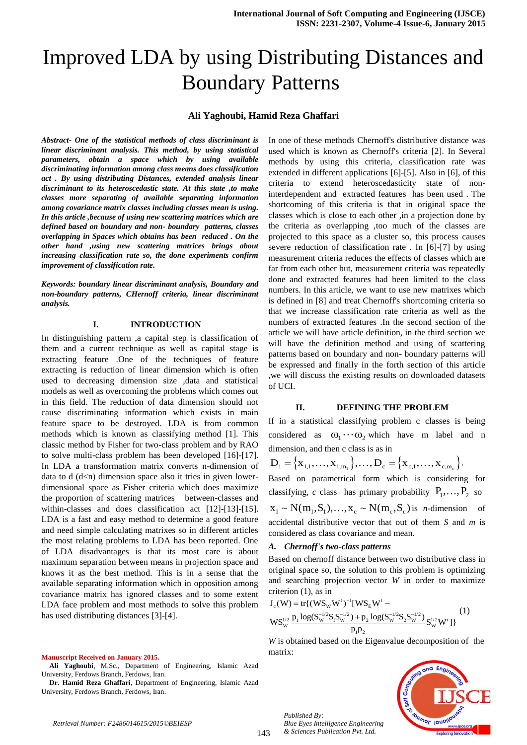# Improved LDA by using Distributing Distances and Boundary Patterns

**Ali Yaghoubi, Hamid Reza Ghaffari**

***Abstract- One of the statistical methods of class discriminant is linear discriminant analysis. This method, by using statistical parameters, obtain a space which by using available discriminating information among class means does classification act . By using distributing Distances, extended analysis linear discriminant to its heteroscedastic state. At this state ,to make classes more separating of available separating information among covariance matrix classes including classes mean is using. In this article ,because of using new scattering matrices which are defined based on boundary and non- boundary patterns, classes overlapping in Spaces which obtains has been reduced . On the other hand ,using new scattering matrices brings about increasing classification rate so, the done experiments confirm improvement of classification rate.***

***Keywords: boundary linear discriminant analysis, Boundary and non-boundary patterns, CHernoff criteria, linear discriminant analysis.***

## I. INTRODUCTION

In distinguishing pattern ,a capital step is classification of them and a current technique as well as capital stage is extracting feature .One of the techniques of feature extracting is reduction of linear dimension which is often used to decreasing dimension size ,data and statistical models as well as overcoming the problems which comes out in this field. The reduction of data dimension should not cause discriminating information which exists in main feature space to be destroyed. LDA is from common methods which is known as classifying method [1]. This classic method by Fisher for two-class problem and by RAO to solve multi-class problem has been developed [16]-[17]. In LDA a transformation matrix converts n-dimension of data to d (d<n) dimension space also it tries in given lower-dimensional space as Fisher criteria which does maximize the proportion of scattering matrices between-classes and within-classes and does classification act [12]-[13]-[15]. LDA is a fast and easy method to determine a good feature and need simple calculating matrixes so in different articles the most relating problems to LDA has been reported. One of LDA disadvantages is that its most care is about maximum separation between means in projection space and knows it as the best method. This is in a sense that the available separating information which in opposition among covariance matrix has ignored classes and to some extent LDA face problem and most methods to solve this problem has used distributing distances [3]-[4].

In one of these methods Chernoff's distributive distance was used which is known as Chernoff's criteria [2]. In Several methods by using this criteria, classification rate was extended in different applications [6]-[5]. Also in [6], of this criteria to extend heteroscedasticity state of non-interdependent and extracted features has been used . The shortcoming of this criteria is that in original space the classes which is close to each other ,in a projection done by the criteria as overlapping ,too much of the classes are projected to this space as a cluster so, this process causes severe reduction of classification rate . In [6]-[7] by using measurement criteria reduces the effects of classes which are far from each other but, measurement criteria was repeatedly done and extracted features had been limited to the class numbers. In this article, we want to use new matrixes which is defined in [8] and treat Chernoff's shortcoming criteria so that we increase classification rate criteria as well as the numbers of extracted features .In the second section of the article we will have article definition, in the third section we will have the definition method and using of scattering patterns based on boundary and non- boundary patterns will be expressed and finally in the forth section of this article ,we will discuss the existing results on downloaded datasets of UCI.

## II. DEFINING THE PROBLEM

If in a statistical classifying problem c classes is being considered as $\omega_1 \cdots \omega_2$ which have m label and n dimension, and then c class is as in $D_1 = \{x_{1,1}, \ldots, x_{1,m_1}\}, \ldots, D_c = \{x_{c,1}, \ldots, x_{c,m_c}\}$.

Based on parametrical form which is considering for classifying, *c* class has primary probability $P_1, \ldots, P_2$ so $x_1 \sim N(m_1, S_1), \ldots, x_c \sim N(m_c, S_c)$ is *n*-dimension of accidental distributive vector that out of them *S* and *m* is considered as class covariance and mean.

### *A. Chernoff's two-class patterns*

Based on chernoff distance between two distributive class in original space so, the solution to this problem is optimizing and searching projection vector *W* in order to maximize criterion (1), as in

$$J_c(W) = tr\{(WS_W W^t)^{-1}[WS_E W^t - WS_W^{1/2} \frac{p_1 \log(S_W^{-1/2} S_1 S_W^{-1/2}) + p_2 \log(S_W^{-1/2} S_2 S_W^{-1/2})}{p_1 p_2} S_W^{1/2} W^t]\} \quad (1)$$

*W* is obtained based on the Eigenvalue decomposition of the matrix:

**Manuscript Received on January 2015.**

**Ali Yaghoubi**, M.Sc., Department of Engineering, Islamic Azad University, Ferdows Branch, Ferdows, Iran.

**Dr. Hamid Reza Ghaffari**, Department of Engineering, Islamic Azad University, Ferdows Branch, Ferdows, Iran.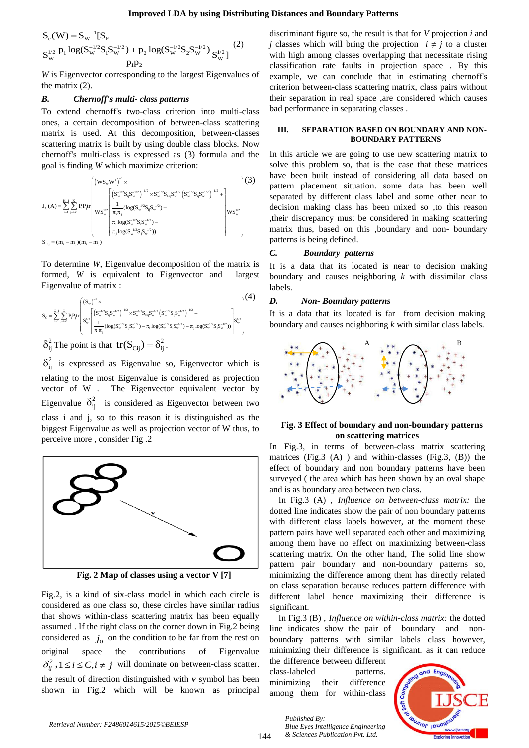$$S_c(W) = S_W^{-1}[S_E - S_W^{1/2}\frac{p_1\log(S_W^{-1/2}S_1S_W^{-1/2}) + p_2\log(S_W^{-1/2}S_2S_W^{-1/2})}{p_1p_2}S_W^{1/2}] \quad (2)$$

*W* is Eigenvector corresponding to the largest Eigenvalues of the matrix (2).

### *B. Chernoff's multi- class patterns*

To extend chernoff's two-class criterion into multi-class ones, a certain decomposition of between-class scattering matrix is used. At this decomposition, between-classes scattering matrix is built by using double class blocks. Now chernoff's multi-class is expressed as (3) formula and the goal is finding *W* which maximize criterion:

$$J_c(A) = \sum_{i=1}^{K-1}\sum_{j=i+1}^{K} P_iP_j \mathrm{tr}\left( \begin{array}{l} (WS_wW^t)^{-1} \times \\ WS_w^{1/2}\left[\begin{array}{l} (S_w^{-1/2}S_{ij}S_w^{-1/2})^{-1/2} \times S_w^{-1/2}S_{Eij}S_w^{-1/2}(S_w^{-1/2}S_{ij}S_w^{-1/2})^{-1/2} + \\ \frac{1}{\pi_i\pi_j}(\log(S_w^{-1/2}S_{ij}S_w^{-1/2}) - \\ \pi_i\log(S_w^{-1/2}S_iS_w^{-1/2}) - \\ \pi_j\log(S_w^{-1/2}S_jS_w^{-1/2})) \end{array}\right] WS_w^{1/2} \end{array} \right) \quad (3)$$

$$S_{Eij} = (m_i - m_j)(m_i - m_j)$$

To determine *W*, Eigenvalue decomposition of the matrix is formed, *W* is equivalent to Eigenvector and largest Eigenvalue of matrix :

$$S_c = \sum_{i=1}^{C-1}\sum_{j=i+1}^{C} P_iP_j \mathrm{tr}\left( \begin{array}{l} (S_w)^{-1} \times \\ S_w^{1/2}\left[\begin{array}{l} (S_w^{-1/2}S_{ij}S_w^{-1/2})^{-1/2} \times S_w^{-1/2}S_{Eij}S_w^{1/2}(S_w^{-1/2}S_{ij}S_w^{-1/2})^{-1/2} + \\ \frac{1}{\pi_i\pi_j}(\log(S_w^{-1/2}S_{ij}S_w^{-1/2}) - \pi_i\log(S_w^{-1/2}S_iS_w^{-1/2}) - \pi_j\log(S_w^{-1/2}S_jS_w^{-1/2})) \end{array}\right] S_w^{1/2} \end{array} \right) \quad (4)$$

$\delta_{ij}^2$ The point is that $\mathrm{tr}(S_{Cij}) = \delta_{ij}^2$.

$\delta_{ij}^2$ is expressed as Eigenvalue so, Eigenvector which is relating to the most Eigenvalue is considered as projection vector of W . The Eigenvector equivalent vector by Eigenvalue $\delta_{ij}^2$ is considered as Eigenvector between two class i and j, so to this reason it is distinguished as the biggest Eigenvalue as well as projection vector of W thus, to perceive more , consider Fig .2

**Fig. 2 Map of classes using a vector V [7]**

Fig.2, is a kind of six-class model in which each circle is considered as one class so, these circles have similar radius that shows within-class scattering matrix has been equally assumed . If the right class on the corner down in Fig.2 being considered as $j_0$ on the condition to be far from the rest on original space the contributions of Eigenvalue $\delta_{ij}^2, 1 \le i \le C, i \ne j$ will dominate on between-class scatter. the result of direction distinguished with ***v*** symbol has been shown in Fig.2 which will be known as principal discriminant figure so, the result is that for *V* projection *i* and *j* classes which will bring the projection $i \ne j$ to a cluster with high among classes overlapping that necessitate rising classification rate faults in projection space . By this example, we can conclude that in estimating chernoff's criterion between-class scattering matrix, class pairs without their separation in real space ,are considered which causes bad performance in separating classes .

## III. SEPARATION BASED ON BOUNDARY AND NON-BOUNDARY PATTERNS

In this article we are going to use new scattering matrix to solve this problem so, that is the case that these matrices have been built instead of considering all data based on pattern placement situation. some data has been well separated by different class label and some other near to decision making class has been mixed so ,to this reason ,their discrepancy must be considered in making scattering matrix thus, based on this ,boundary and non- boundary patterns is being defined.

### *C. Boundary patterns*

It is a data that its located is near to decision making boundary and causes neighboring *k* with dissimilar class labels.

### *D. Non- Boundary patterns*

It is a data that its located is far from decision making boundary and causes neighboring *k* with similar class labels.

**Fig. 3 Effect of boundary and non-boundary patterns on scattering matrices**

In Fig.3, in terms of between-class matrix scattering matrices (Fig.3 (A) ) and within-classes (Fig.3, (B)) the effect of boundary and non boundary patterns have been surveyed ( the area which has been shown by an oval shape and is as boundary area between two class.

In Fig.3 (A) , *Influence on between-class matrix:* the dotted line indicates show the pair of non boundary patterns with different class labels however, at the moment these pattern pairs have well separated each other and maximizing among them have no effect on maximizing between-class scattering matrix. On the other hand, The solid line show pattern pair boundary and non-boundary patterns so, minimizing the difference among them has directly related on class separation because reduces pattern difference with different label hence maximizing their difference is significant.

In Fig.3 (B) , *Influence on within-class matrix:* the dotted line indicates show the pair of boundary and non-boundary patterns with similar labels class however, minimizing their difference is significant. as it can reduce the difference between different class-labeled patterns. minimizing their difference among them for within-class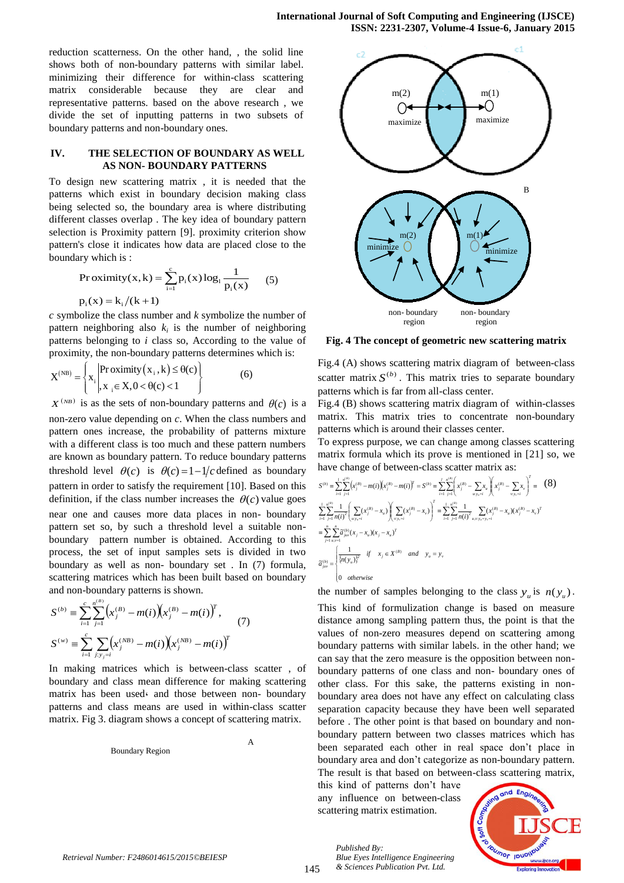reduction scatterness. On the other hand, , the solid line shows both of non-boundary patterns with similar label. minimizing their difference for within-class scattering matrix considerable because they are clear and representative patterns. based on the above research , we divide the set of inputting patterns in two subsets of boundary patterns and non-boundary ones.

## IV. THE SELECTION OF BOUNDARY AS WELL AS NON- BOUNDARY PATTERNS

To design new scattering matrix , it is needed that the patterns which exist in boundary decision making class being selected so, the boundary area is where distributing different classes overlap . The key idea of boundary pattern selection is Proximity pattern [9]. proximity criterion show pattern's close it indicates how data are placed close to the boundary which is :

$$\text{Proximity}(x,k) = \sum_{i=1}^{c} p_i(x)\log_1 \frac{1}{p_i(x)} \qquad (5)$$

$$p_i(x) = k_i/(k+1)$$

$c$ symbolize the class number and $k$ symbolize the number of pattern neighboring also $k_i$ is the number of neighboring patterns belonging to $i$ class so, According to the value of proximity, the non-boundary patterns determines which is:

$$X^{(NB)} = \left\{ x_i \middle| \begin{array}{l} \text{Proximity}(x_i,k) \le \theta(c) \\ , x_i \in X, 0 < \theta(c) < 1 \end{array} \right\} \qquad (6)$$

$X^{(NB)}$ is as the sets of non-boundary patterns and $\theta(c)$ is a non-zero value depending on $c$. When the class numbers and pattern ones increase, the probability of patterns mixture with a different class is too much and these pattern numbers are known as boundary pattern. To reduce boundary patterns threshold level $\theta(c)$ is $\theta(c) = 1 - 1/c$ defined as boundary pattern in order to satisfy the requirement [10]. Based on this definition, if the class number increases the $\theta(c)$ value goes near one and causes more data places in non- boundary pattern set so, by such a threshold level a suitable non-boundary pattern number is obtained. According to this process, the set of input samples sets is divided in two boundary as well as non- boundary set . In (7) formula, scattering matrices which has been built based on boundary and non-boundary patterns is shown.

$$S^{(b)} \equiv \sum_{i=1}^{c}\sum_{j=1}^{n^{(B)}} \left(x_j^{(B)} - m(i)\right)\left(x_j^{(B)} - m(i)\right)^T, \qquad (7)$$

$$S^{(w)} \equiv \sum_{i=1}^{c}\sum_{j: y_j = i} \left(x_j^{(NB)} - m(i)\right)\left(x_j^{(NB)} - m(i)\right)^T$$

In making matrices which is between-class scatter , of boundary and class mean difference for making scattering matrix has been used، and those between non- boundary patterns and class means are used in within-class scatter matrix. Fig 3. diagram shows a concept of scattering matrix.

Boundary Region

A

B

non- boundary region

non- boundary region

**Fig. 4 The concept of geometric new scattering matrix**

Fig.4 (A) shows scattering matrix diagram of between-class scatter matrix $S^{(b)}$. This matrix tries to separate boundary patterns which is far from all-class center.

Fig.4 (B) shows scattering matrix diagram of within-classes matrix. This matrix tries to concentrate non-boundary patterns which is around their classes center.

To express purpose, we can change among classes scattering matrix formula which its prove is mentioned in [21] so, we have change of between-class scatter matrix as:

$$S^{(b)} = \sum_{i=1}^{1}\sum_{j=1}^{n^{(B)}} \left(x_j^{(B)} - m(i)\right)\left(x_j^{(B)} - m(i)\right)^T = S^{(b)} = \sum_{i=1}^{1}\sum_{j=1}^{n^{(B)}} \left(x_j^{(B)} - \sum_{u: y_u = i} x_u\right)\left(x_j^{(B)} - \sum_{v: y_v = i} x_v\right)^T = \qquad (8)$$

$$\sum_{i=1}^{1}\sum_{j=1}^{n^{(B)}} \frac{1}{n(i)^2}\left(\sum_{u: y_u = i}(x_j^{(B)} - x_u)\right)\left(\sum_{v: y_v = i}(x_j^{(B)} - x_v)\right)^T = \sum_{i=1}^{1}\sum_{j=1}^{n^{(B)}} \frac{1}{n(i)^2} \sum_{u,v: y_u = y_v = i}(x_j^{(B)} - x_u)(x_j^{(B)} - x_v)^T$$

$$= \sum_{j=1}^{n}\sum_{u,v=1}^{n} \tilde{a}_{juv}^{(b)}(x_j - x_u)(x_j - x_v)^T$$

$$\tilde{a}_{juv}^{(b)} = \begin{cases} \dfrac{1}{\{n(y_u)\}^2} & \text{if} \quad x_j \in X^{(B)} \quad \text{and} \quad y_u = y_v \\ 0 & \text{otherwise} \end{cases}$$

the number of samples belonging to the class $y_u$ is $n(y_u)$.

This kind of formulization change is based on measure distance among sampling pattern thus, the point is that the values of non-zero measures depend on scattering among boundary patterns with similar labels. in the other hand; we can say that the zero measure is the opposition between non-boundary patterns of one class and non- boundary ones of other class. For this sake, the patterns existing in non-boundary area does not have any effect on calculating class separation capacity because they have been well separated before . The other point is that based on boundary and non-boundary pattern between two classes matrices which has been separated each other in real space don't place in boundary area and don't categorize as non-boundary pattern. The result is that based on between-class scattering matrix, this kind of patterns don't have any influence on between-class scattering matrix estimation.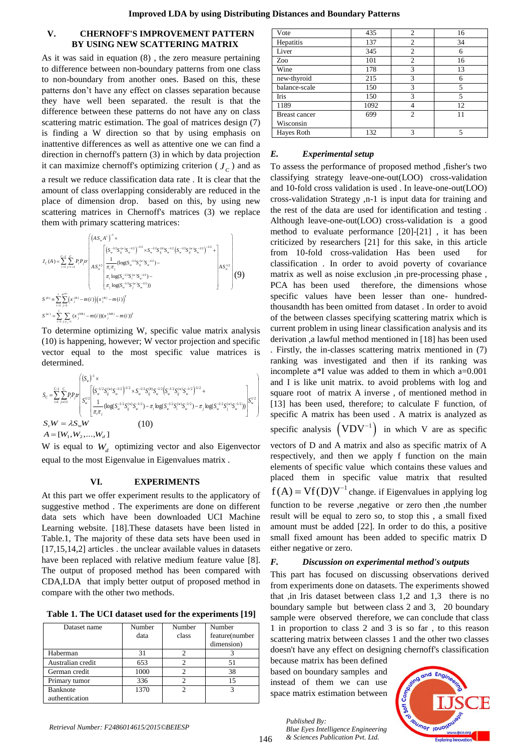## V. CHERNOFF'S IMPROVEMENT PATTERN BY USING NEW SCATTERING MATRIX

As it was said in equation (8) , the zero measure pertaining to difference between non-boundary patterns from one class to non-boundary from another ones. Based on this, these patterns don't have any effect on classes separation because they have well been separated. the result is that the difference between these patterns do not have any on class scattering matric estimation. The goal of matrices design (7) is finding a W direction so that by using emphasis on inattentive differences as well as attentive one we can find a direction in chernoff's pattern (3) in which by data projection it can maximize chernoff's optimizing criterion ( $J_C$ ) and as a result we reduce classification data rate . It is clear that the amount of class overlapping considerably are reduced in the place of dimension drop. based on this, by using new scattering matrices in Chernoff's matrices (3) we replace them with primary scattering matrices:

$$J_C(A)=\sum_{i=1}^{C-1}\sum_{j=i+1}^{C}P_iP_j tr\left(\begin{array}{l}(AS_wA^t)^{-1}\times \\ AS_w^{1/2}\left[\begin{array}{l}\left(S_w^{-1/2}S_{ij}^{(w)}S_w^{-1/2}\right)^{-1/2}\times S_w^{-1/2}S_{ij}^{(b)}S_w^{-1/2}\left(S_w^{-1/2}S_{ij}^{(w)}S_w^{-1/2}\right)^{-1/2}+\\ \frac{1}{\pi_i\pi_j}(\log(S_w^{-1/2}S_{ij}^{(w)}S_w^{-1/2})-\\ \pi_i\log(S_w^{-1/2}S_i^{(w)}S_w^{-1/2})-\\ \pi_j\log(S_w^{-1/2}S_j^{(w)}S_w^{-1/2}))\end{array}\right]AS_w^{1/2}\end{array}\right) \quad (9)$$

$$S^{(b)}=\sum_{i=1}^{l}\sum_{j=1}^{n^{(B)}}\left(x_j^{(B)}-m(i)\right)\left(x_j^{(B)}-m(i)\right)^T$$

$$S^{(w)}=\sum_{i=1}^{l}\sum_{j:l(j)=i}(x_j^{(NB)}-m(i))(x_j^{(NB)}-m(i))^T$$

To determine optimizing W, specific value matrix analysis (10) is happening, however; W vector projection and specific vector equal to the most specific value matrices is determined.

$$S_C=\sum_{i=1}^{C-1}\sum_{j=i+1}^{C}P_iP_j tr\left(\begin{array}{l}(S_w)^{-1}\times \\ S_w^{1/2}\left[\begin{array}{l}\left(S_w^{-1/2}S_{ij}^{(w)}S_w^{-1/2}\right)^{-1/2}\times S_w^{-1/2}S_{ij}^{(b)}S_w^{-1/2}\left(S_w^{-1/2}S_{ij}^{(w)}S_w^{-1/2}\right)^{-1/2}+\\ \frac{1}{\pi_i\pi_j}(\log(S_w^{-1/2}S_{ij}^{(w)}S_w^{-1/2})-\pi_i\log(S_w^{-1/2}S_i^{(w)}S_w^{-1/2})-\pi_j\log(S_w^{-1/2}S_j^{(w)}S_w^{-1/2}))\end{array}\right]S_w^{1/2}\end{array}\right)$$

$$S_cW=\lambda S_wW \qquad (10)$$

$$A=[W_1,W_2,...,W_d]$$

W is equal to $W_d$ optimizing vector and also Eigenvector equal to the most Eigenvalue in Eigenvalues matrix .

## VI. EXPERIMENTS

At this part we offer experiment results to the applicatory of suggestive method . The experiments are done on different data sets which have been downloaded UCI Machine Learning website. [18].These datasets have been listed in Table.1, The majority of these data sets have been used in [17,15,14,2] articles . the unclear available values in datasets have been replaced with relative medium feature value [8]. The output of proposed method has been compared with CDA,LDA that imply better output of proposed method in compare with the other two methods.

**Table 1. The UCI dataset used for the experiments [19]**

| Dataset name | Number data | Number class | Number feature(number dimension) |
|---|---|---|---|
| Haberman | 31 | 2 | 3 |
| Australian credit | 653 | 2 | 51 |
| German credit | 1000 | 2 | 38 |
| Primary tumor | 336 | 2 | 15 |
| Banknote authentication | 1370 | 2 | 3 |
| Vote | 435 | 2 | 16 |
| Hepatitis | 137 | 2 | 34 |
| Liver | 345 | 2 | 6 |
| Zoo | 101 | 2 | 16 |
| Wine | 178 | 3 | 13 |
| new-thyroid | 215 | 3 | 6 |
| balance-scale | 150 | 3 | 5 |
| Iris | 150 | 3 | 5 |
| 1189 | 1092 | 4 | 12 |
| Breast cancer Wisconsin | 699 | 2 | 11 |
| Hayes Roth | 132 | 3 | 5 |

### *E. Experimental setup*

To assess the performance of proposed method ,fisher's two classifying strategy leave-one-out(LOO) cross-validation and 10-fold cross validation is used . In leave-one-out(LOO) cross-validation Strategy ,n-1 is input data for training and the rest of the data are used for identification and testing . Although leave-one-out(LOO) cross-validation is a good method to evaluate performance [20]-[21] , it has been criticized by researchers [21] for this sake, in this article from 10-fold cross-validation Has been used for classification . In order to avoid poverty of covariance matrix as well as noise exclusion ,in pre-processing phase , PCA has been used therefore, the dimensions whose specific values have been lesser than one- hundred-thousandth has been omitted from dataset . In order to avoid of the between classes specifying scattering matrix which is current problem in using linear classification analysis and its derivation ,a lawful method mentioned in [18] has been used . Firstly, the in-classes scattering matrix mentioned in (7) ranking was investigated and then if its ranking was incomplete a*I value was added to them in which a=0.001 and I is like unit matrix. to avoid problems with log and square root of matrix A inverse , of mentioned method in [13] has been used, therefore; to calculate F function, of specific A matrix has been used . A matrix is analyzed as specific analysis $\left(\mathrm{VDV}^{-1}\right)$ in which V are as specific vectors of D and A matrix and also as specific matrix of A respectively, and then we apply f function on the main elements of specific value which contains these values and placed them in specific value matrix that resulted $\mathrm{f(A)=Vf(D)V^{-1}}$ change. if Eigenvalues in applying log function to be reverse ,negative or zero then ,the number result will be equal to zero so, to stop this , a small fixed amount must be added [22]. In order to do this, a positive small fixed amount has been added to specific matrix D either negative or zero.

### *F. Discussion on experimental method's outputs*

This part has focused on discussing observations derived from experiments done on datasets. The experiments showed that ,in Iris dataset between class 1,2 and 1,3 there is no boundary sample but between class 2 and 3, 20 boundary sample were observed therefore, we can conclude that class 1 in proportion to class 2 and 3 is so far , to this reason scattering matrix between classes 1 and the other two classes doesn't have any effect on designing chernoff's classification because matrix has been defined based on boundary samples and instead of them we can use space matrix estimation between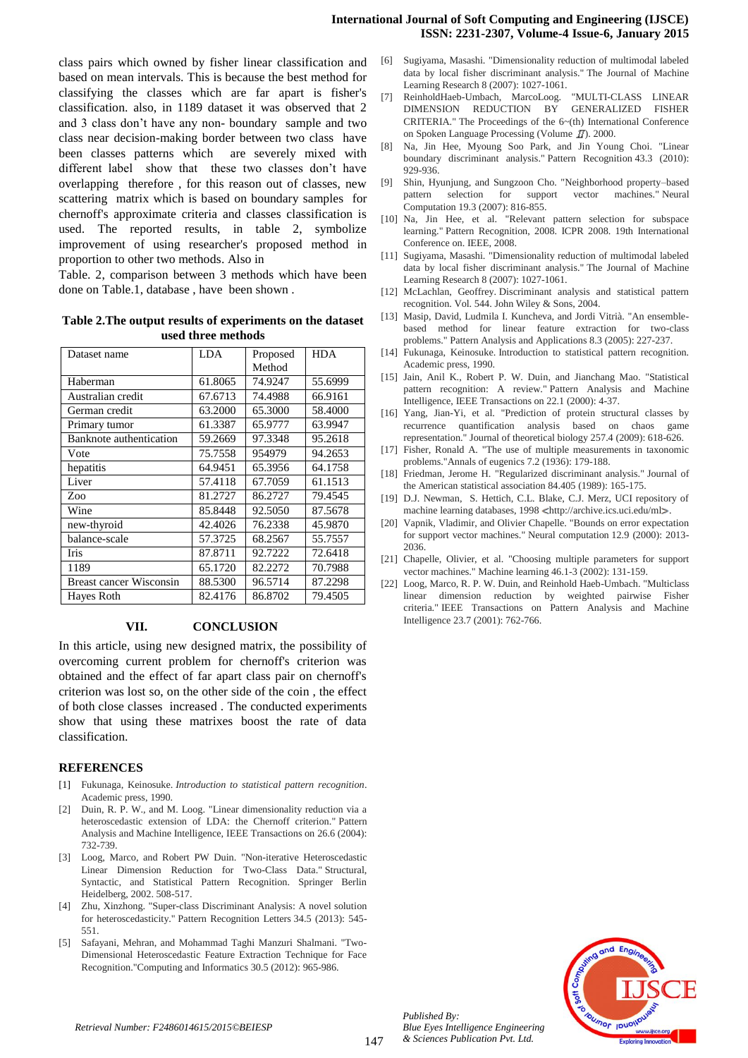class pairs which owned by fisher linear classification and based on mean intervals. This is because the best method for classifying the classes which are far apart is fisher's classification. also, in 1189 dataset it was observed that 2 and 3 class don't have any non- boundary sample and two class near decision-making border between two class have been classes patterns which are severely mixed with different label show that these two classes don't have overlapping therefore , for this reason out of classes, new scattering matrix which is based on boundary samples for chernoff's approximate criteria and classes classification is used. The reported results, in table 2, symbolize improvement of using researcher's proposed method in proportion to other two methods. Also in

Table. 2, comparison between 3 methods which have been done on Table.1, database , have been shown .

**Table 2.The output results of experiments on the dataset used three methods**

| Dataset name | LDA | Proposed Method | HDA |
|---|---|---|---|
| Haberman | 61.8065 | 74.9247 | 55.6999 |
| Australian credit | 67.6713 | 74.4988 | 66.9161 |
| German credit | 63.2000 | 65.3000 | 58.4000 |
| Primary tumor | 61.3387 | 65.9777 | 63.9947 |
| Banknote authentication | 59.2669 | 97.3348 | 95.2618 |
| Vote | 75.7558 | 954979 | 94.2653 |
| hepatitis | 64.9451 | 65.3956 | 64.1758 |
| Liver | 57.4118 | 67.7059 | 61.1513 |
| Zoo | 81.2727 | 86.2727 | 79.4545 |
| Wine | 85.8448 | 92.5050 | 87.5678 |
| new-thyroid | 42.4026 | 76.2338 | 45.9870 |
| balance-scale | 57.3725 | 68.2567 | 55.7557 |
| Iris | 87.8711 | 92.7222 | 72.6418 |
| 1189 | 65.1720 | 82.2272 | 70.7988 |
| Breast cancer Wisconsin | 88.5300 | 96.5714 | 87.2298 |
| Hayes Roth | 82.4176 | 86.8702 | 79.4505 |

## VII. CONCLUSION

In this article, using new designed matrix, the possibility of overcoming current problem for chernoff's criterion was obtained and the effect of far apart class pair on chernoff's criterion was lost so, on the other side of the coin , the effect of both close classes increased . The conducted experiments show that using these matrixes boost the rate of data classification.

## REFERENCES

[1] Fukunaga, Keinosuke. *Introduction to statistical pattern recognition*. Academic press, 1990.

[2] Duin, R. P. W., and M. Loog. "Linear dimensionality reduction via a heteroscedastic extension of LDA: the Chernoff criterion." Pattern Analysis and Machine Intelligence, IEEE Transactions on 26.6 (2004): 732-739.

[3] Loog, Marco, and Robert PW Duin. "Non-iterative Heteroscedastic Linear Dimension Reduction for Two-Class Data." Structural, Syntactic, and Statistical Pattern Recognition. Springer Berlin Heidelberg, 2002. 508-517.

[4] Zhu, Xinzhong. "Super-class Discriminant Analysis: A novel solution for heteroscedasticity." Pattern Recognition Letters 34.5 (2013): 545-551.

[5] Safayani, Mehran, and Mohammad Taghi Manzuri Shalmani. "Two-Dimensional Heteroscedastic Feature Extraction Technique for Face Recognition."Computing and Informatics 30.5 (2012): 965-986.

[6] Sugiyama, Masashi. "Dimensionality reduction of multimodal labeled data by local fisher discriminant analysis." The Journal of Machine Learning Research 8 (2007): 1027-1061.

[7] ReinholdHaeb-Umbach, MarcoLoog. "MULTI-CLASS LINEAR DIMENSION REDUCTION BY GENERALIZED FISHER CRITERIA." The Proceedings of the 6~(th) International Conference on Spoken Language Processing (Volume Ⅱ). 2000.

[8] Na, Jin Hee, Myoung Soo Park, and Jin Young Choi. "Linear boundary discriminant analysis." Pattern Recognition 43.3 (2010): 929-936.

[9] Shin, Hyunjung, and Sungzoon Cho. "Neighborhood property–based pattern selection for support vector machines." Neural Computation 19.3 (2007): 816-855.

[10] Na, Jin Hee, et al. "Relevant pattern selection for subspace learning." Pattern Recognition, 2008. ICPR 2008. 19th International Conference on. IEEE, 2008.

[11] Sugiyama, Masashi. "Dimensionality reduction of multimodal labeled data by local fisher discriminant analysis." The Journal of Machine Learning Research 8 (2007): 1027-1061.

[12] McLachlan, Geoffrey. Discriminant analysis and statistical pattern recognition. Vol. 544. John Wiley & Sons, 2004.

[13] Masip, David, Ludmila I. Kuncheva, and Jordi Vitrià. "An ensemble-based method for linear feature extraction for two-class problems." Pattern Analysis and Applications 8.3 (2005): 227-237.

[14] Fukunaga, Keinosuke. Introduction to statistical pattern recognition. Academic press, 1990.

[15] Jain, Anil K., Robert P. W. Duin, and Jianchang Mao. "Statistical pattern recognition: A review." Pattern Analysis and Machine Intelligence, IEEE Transactions on 22.1 (2000): 4-37.

[16] Yang, Jian-Yi, et al. "Prediction of protein structural classes by recurrence quantification analysis based on chaos game representation." Journal of theoretical biology 257.4 (2009): 618-626.

[17] Fisher, Ronald A. "The use of multiple measurements in taxonomic problems."Annals of eugenics 7.2 (1936): 179-188.

[18] Friedman, Jerome H. "Regularized discriminant analysis." Journal of the American statistical association 84.405 (1989): 165-175.

[19] D.J. Newman, S. Hettich, C.L. Blake, C.J. Merz, UCI repository of machine learning databases, 1998 <http://archive.ics.uci.edu/ml>.

[20] Vapnik, Vladimir, and Olivier Chapelle. "Bounds on error expectation for support vector machines." Neural computation 12.9 (2000): 2013-2036.

[21] Chapelle, Olivier, et al. "Choosing multiple parameters for support vector machines." Machine learning 46.1-3 (2002): 131-159.

[22] Loog, Marco, R. P. W. Duin, and Reinhold Haeb-Umbach. "Multiclass linear dimension reduction by weighted pairwise Fisher criteria." IEEE Transactions on Pattern Analysis and Machine Intelligence 23.7 (2001): 762-766.